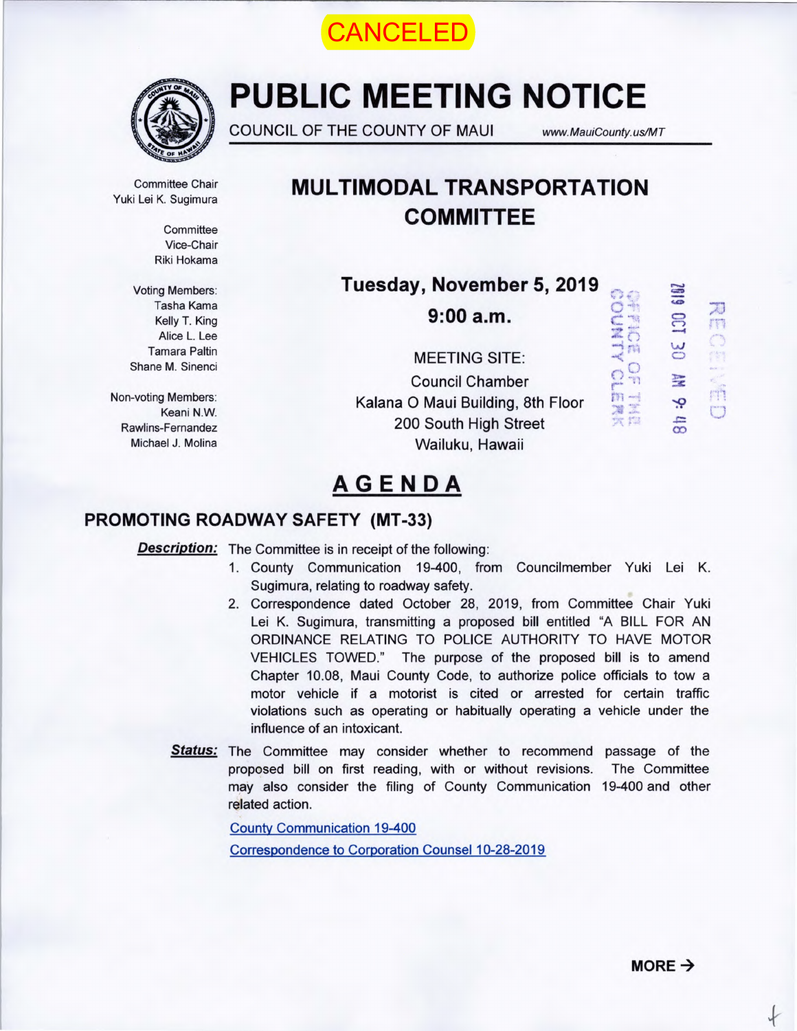CANCELED

# PUBLIC MEETING NOTICE

COUNCIL OF THE COUNTY OF MAUI www.MauiCounty.us/MT

Committee Chair
Yuki Lei K. Sugimura

Committee
Vice-Chair
Riki Hokama

Voting Members:
Tasha Kama
Kelly T. King
Alice L. Lee
Tamara Paltin
Shane M. Sinenci

Non-voting Members:
Keani N.W.
Rawlins-Fernandez
Michael J. Molina

## MULTIMODAL TRANSPORTATION COMMITTEE

**Tuesday, November 5, 2019**

**9:00 a.m.**

MEETING SITE:
Council Chamber
Kalana O Maui Building, 8th Floor
200 South High Street
Wailuku, Hawaii

2019 OCT 30 AM 9:48
OFFICE OF THE COUNTY CLERK
RECEIVED

# AGENDA

## PROMOTING ROADWAY SAFETY (MT-33)

***Description:*** The Committee is in receipt of the following:

1. County Communication 19-400, from Councilmember Yuki Lei K. Sugimura, relating to roadway safety.
2. Correspondence dated October 28, 2019, from Committee Chair Yuki Lei K. Sugimura, transmitting a proposed bill entitled "A BILL FOR AN ORDINANCE RELATING TO POLICE AUTHORITY TO HAVE MOTOR VEHICLES TOWED." The purpose of the proposed bill is to amend Chapter 10.08, Maui County Code, to authorize police officials to tow a motor vehicle if a motorist is cited or arrested for certain traffic violations such as operating or habitually operating a vehicle under the influence of an intoxicant.

***Status:*** The Committee may consider whether to recommend passage of the proposed bill on first reading, with or without revisions. The Committee may also consider the filing of County Communication 19-400 and other related action.

County Communication 19-400

Correspondence to Corporation Counsel 10-28-2019

**MORE →**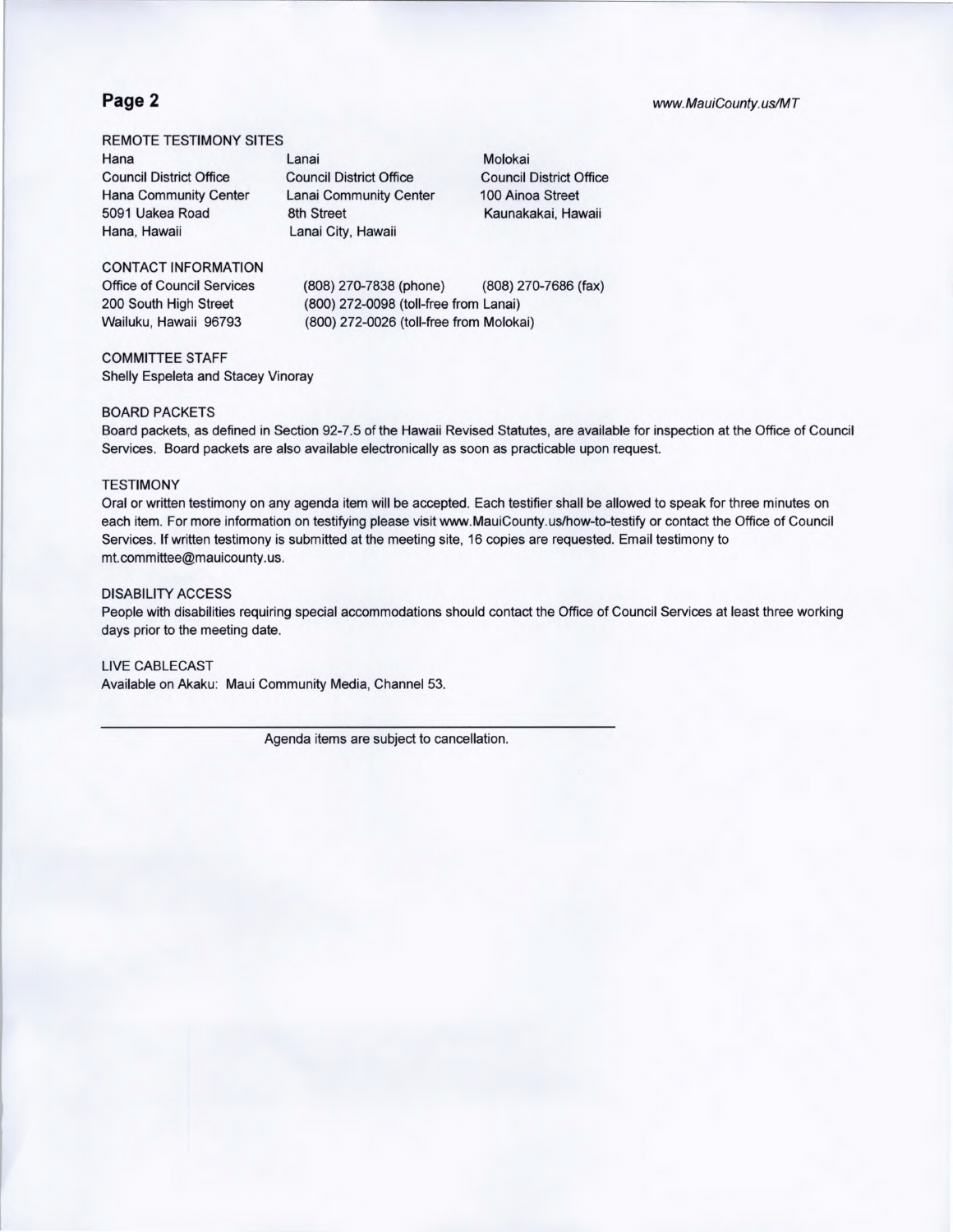## REMOTE TESTIMONY SITES

| Hana | Lanai | Molokai |
| --- | --- | --- |
| Council District Office | Council District Office | Council District Office |
| Hana Community Center | Lanai Community Center | 100 Ainoa Street |
| 5091 Uakea Road | 8th Street | Kaunakakai, Hawaii |
| Hana, Hawaii | Lanai City, Hawaii | |

## CONTACT INFORMATION

Office of Council Services
200 South High Street
Wailuku, Hawaii 96793

(808) 270-7838 (phone)
(808) 270-7686 (fax)
(800) 272-0098 (toll-free from Lanai)
(800) 272-0026 (toll-free from Molokai)

## COMMITTEE STAFF

Shelly Espeleta and Stacey Vinoray

## BOARD PACKETS

Board packets, as defined in Section 92-7.5 of the Hawaii Revised Statutes, are available for inspection at the Office of Council Services. Board packets are also available electronically as soon as practicable upon request.

## TESTIMONY

Oral or written testimony on any agenda item will be accepted. Each testifier shall be allowed to speak for three minutes on each item. For more information on testifying please visit www.MauiCounty.us/how-to-testify or contact the Office of Council Services. If written testimony is submitted at the meeting site, 16 copies are requested. Email testimony to mt.committee@mauicounty.us.

## DISABILITY ACCESS

People with disabilities requiring special accommodations should contact the Office of Council Services at least three working days prior to the meeting date.

## LIVE CABLECAST

Available on Akaku: Maui Community Media, Channel 53.

---

Agenda items are subject to cancellation.